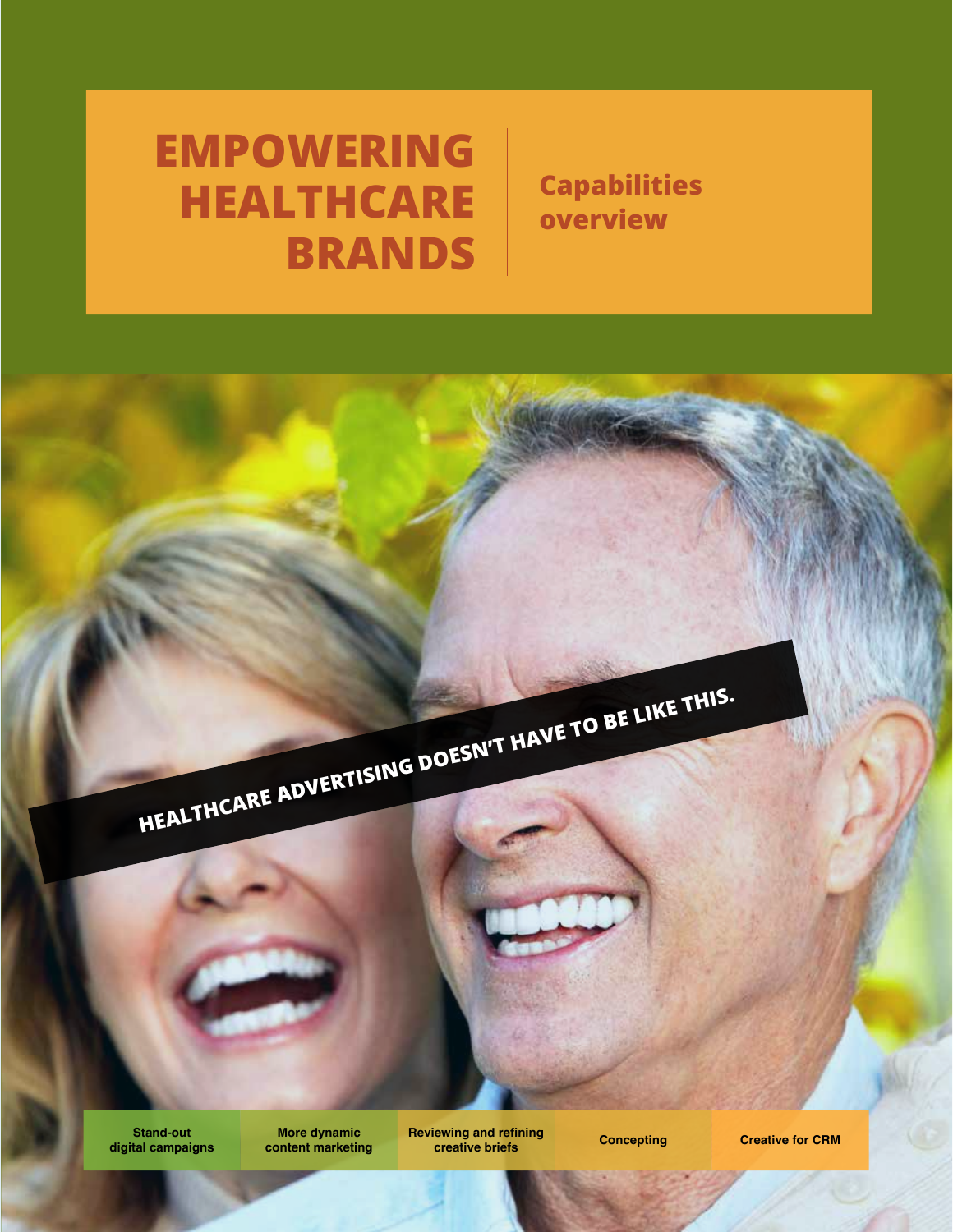# EMPOWERING HEALTHCARE BRANDS

## Capabilities overview

**HEALTHCARE ADVERTISING DOESN'T HAVE TO BE LIKE THIS.**

- Stand-out digital campaigns
- More dynamic content marketing
- Reviewing and refining creative briefs
- Concepting
- Creative for CRM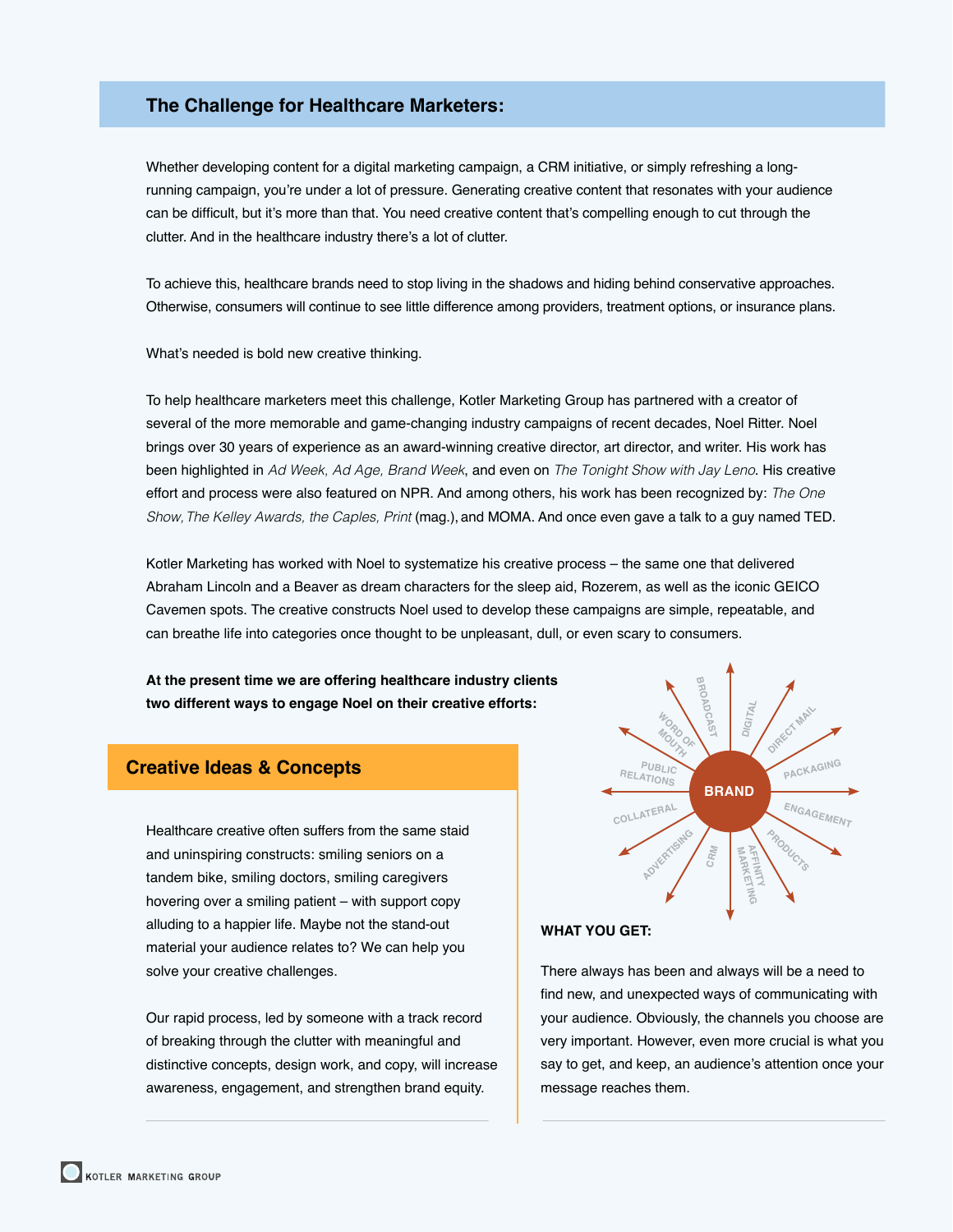## The Challenge for Healthcare Marketers:

Whether developing content for a digital marketing campaign, a CRM initiative, or simply refreshing a long-running campaign, you're under a lot of pressure. Generating creative content that resonates with your audience can be difficult, but it's more than that. You need creative content that's compelling enough to cut through the clutter. And in the healthcare industry there's a lot of clutter.

To achieve this, healthcare brands need to stop living in the shadows and hiding behind conservative approaches. Otherwise, consumers will continue to see little difference among providers, treatment options, or insurance plans.

What's needed is bold new creative thinking.

To help healthcare marketers meet this challenge, Kotler Marketing Group has partnered with a creator of several of the more memorable and game-changing industry campaigns of recent decades, Noel Ritter. Noel brings over 30 years of experience as an award-winning creative director, art director, and writer. His work has been highlighted in *Ad Week, Ad Age, Brand Week*, and even on *The Tonight Show with Jay Leno*. His creative effort and process were also featured on NPR. And among others, his work has been recognized by: *The One Show, The Kelley Awards, the Caples, Print* (mag.), and MOMA. And once even gave a talk to a guy named TED.

Kotler Marketing has worked with Noel to systematize his creative process – the same one that delivered Abraham Lincoln and a Beaver as dream characters for the sleep aid, Rozerem, as well as the iconic GEICO Cavemen spots. The creative constructs Noel used to develop these campaigns are simple, repeatable, and can breathe life into categories once thought to be unpleasant, dull, or even scary to consumers.

**At the present time we are offering healthcare industry clients two different ways to engage Noel on their creative efforts:**

## Creative Ideas & Concepts

Healthcare creative often suffers from the same staid and uninspiring constructs: smiling seniors on a tandem bike, smiling doctors, smiling caregivers hovering over a smiling patient – with support copy alluding to a happier life. Maybe not the stand-out material your audience relates to? We can help you solve your creative challenges.

Our rapid process, led by someone with a track record of breaking through the clutter with meaningful and distinctive concepts, design work, and copy, will increase awareness, engagement, and strengthen brand equity.

BRAND: BROADCAST, DIGITAL, DIRECT MAIL, PACKAGING, ENGAGEMENT, PRODUCTS, AFFINITY MARKETING, CRM, ADVERTISING, COLLATERAL, PUBLIC RELATIONS, WORD OF MOUTH

**WHAT YOU GET:**

There always has been and always will be a need to find new, and unexpected ways of communicating with your audience. Obviously, the channels you choose are very important. However, even more crucial is what you say to get, and keep, an audience's attention once your message reaches them.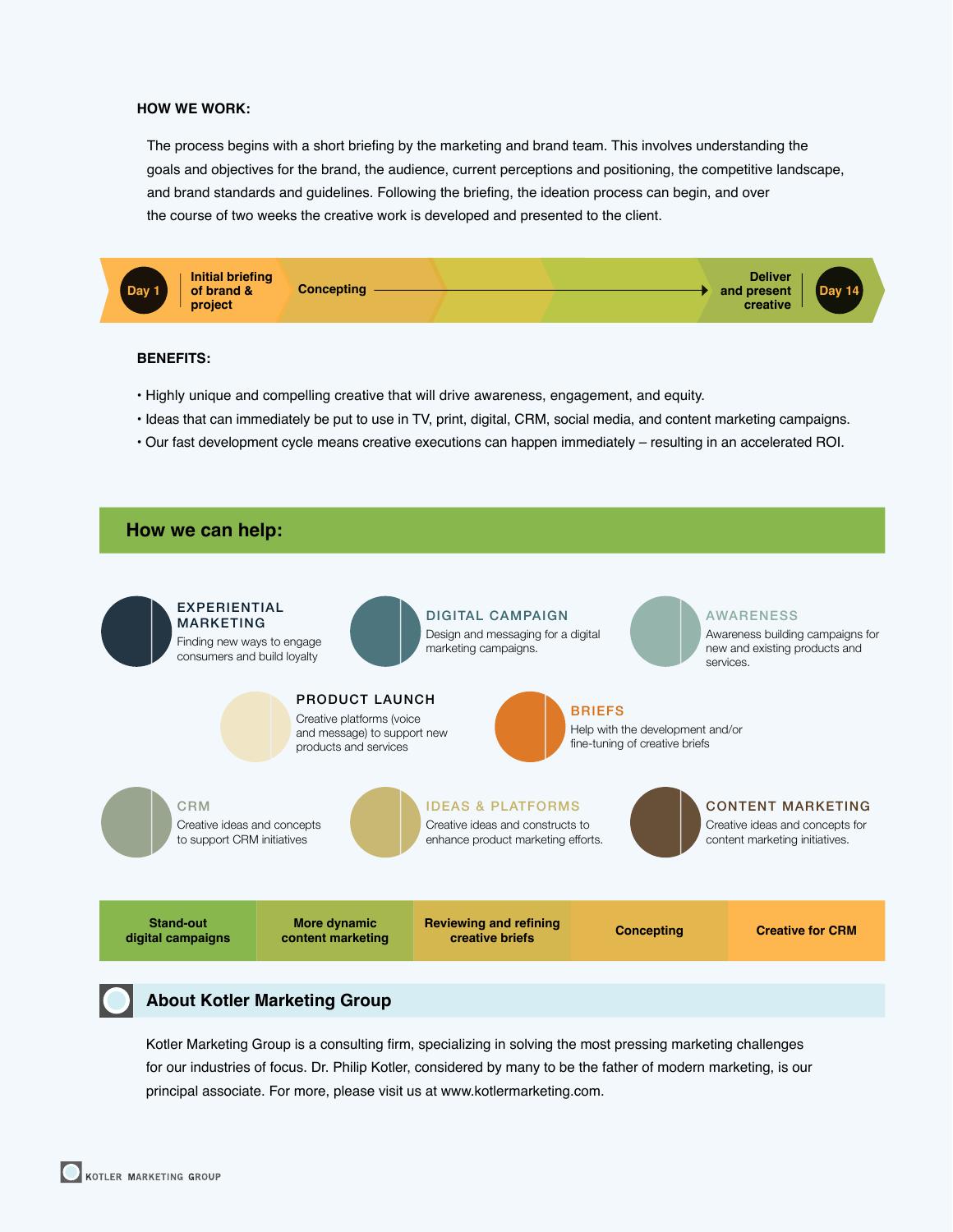## HOW WE WORK:

The process begins with a short briefing by the marketing and brand team. This involves understanding the goals and objectives for the brand, the audience, current perceptions and positioning, the competitive landscape, and brand standards and guidelines. Following the briefing, the ideation process can begin, and over the course of two weeks the creative work is developed and presented to the client.

Day 1 | Initial briefing of brand & project

Concepting →

Deliver and present creative | Day 14

## BENEFITS:

- Highly unique and compelling creative that will drive awareness, engagement, and equity.
- Ideas that can immediately be put to use in TV, print, digital, CRM, social media, and content marketing campaigns.
- Our fast development cycle means creative executions can happen immediately – resulting in an accelerated ROI.

## How we can help:

**EXPERIENTIAL MARKETING**
Finding new ways to engage consumers and build loyalty

**DIGITAL CAMPAIGN**
Design and messaging for a digital marketing campaigns.

**AWARENESS**
Awareness building campaigns for new and existing products and services.

**PRODUCT LAUNCH**
Creative platforms (voice and message) to support new products and services

**BRIEFS**
Help with the development and/or fine-tuning of creative briefs

**CRM**
Creative ideas and concepts to support CRM initiatives

**IDEAS & PLATFORMS**
Creative ideas and constructs to enhance product marketing efforts.

**CONTENT MARKETING**
Creative ideas and concepts for content marketing initiatives.

**Stand-out digital campaigns** | **More dynamic content marketing** | **Reviewing and refining creative briefs** | **Concepting** | **Creative for CRM**

## About Kotler Marketing Group

Kotler Marketing Group is a consulting firm, specializing in solving the most pressing marketing challenges for our industries of focus. Dr. Philip Kotler, considered by many to be the father of modern marketing, is our principal associate. For more, please visit us at www.kotlermarketing.com.